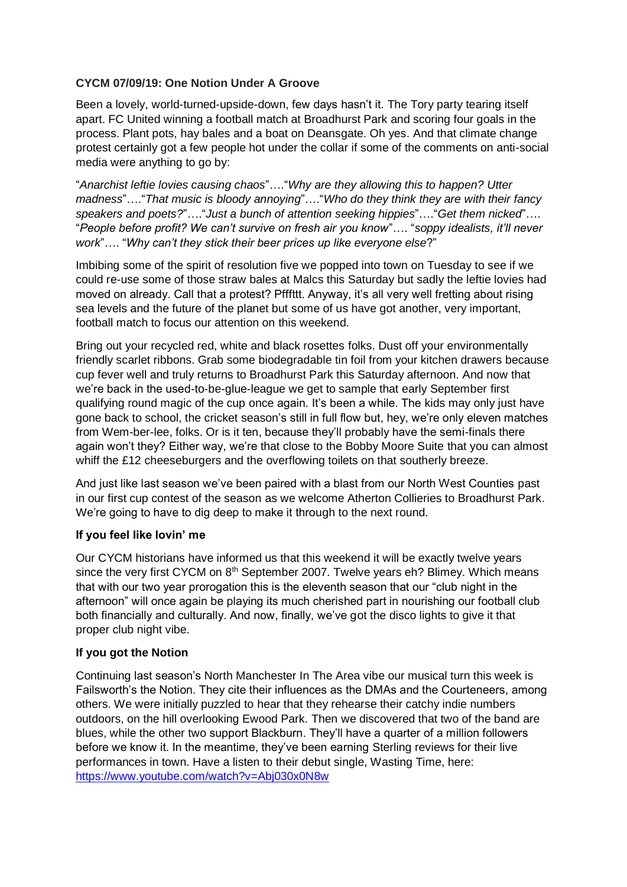**CYCM 07/09/19: One Notion Under A Groove**

Been a lovely, world-turned-upside-down, few days hasn't it. The Tory party tearing itself apart. FC United winning a football match at Broadhurst Park and scoring four goals in the process. Plant pots, hay bales and a boat on Deansgate. Oh yes. And that climate change protest certainly got a few people hot under the collar if some of the comments on anti-social media were anything to go by:

"*Anarchist leftie lovies causing chaos*"…."*Why are they allowing this to happen? Utter madness*"…."*That music is bloody annoying*"…."*Who do they think they are with their fancy speakers and poets?*"…."*Just a bunch of attention seeking hippies*"…."*Get them nicked*"…. "*People before profit? We can't survive on fresh air you know*"…. "*soppy idealists, it'll never work*"…. "*Why can't they stick their beer prices up like everyone else*?"

Imbibing some of the spirit of resolution five we popped into town on Tuesday to see if we could re-use some of those straw bales at Malcs this Saturday but sadly the leftie lovies had moved on already. Call that a protest? Pfffttt. Anyway, it's all very well fretting about rising sea levels and the future of the planet but some of us have got another, very important, football match to focus our attention on this weekend.

Bring out your recycled red, white and black rosettes folks. Dust off your environmentally friendly scarlet ribbons. Grab some biodegradable tin foil from your kitchen drawers because cup fever well and truly returns to Broadhurst Park this Saturday afternoon. And now that we're back in the used-to-be-glue-league we get to sample that early September first qualifying round magic of the cup once again. It's been a while. The kids may only just have gone back to school, the cricket season's still in full flow but, hey, we're only eleven matches from Wem-ber-lee, folks. Or is it ten, because they'll probably have the semi-finals there again won't they? Either way, we're that close to the Bobby Moore Suite that you can almost whiff the £12 cheeseburgers and the overflowing toilets on that southerly breeze.

And just like last season we've been paired with a blast from our North West Counties past in our first cup contest of the season as we welcome Atherton Collieries to Broadhurst Park. We're going to have to dig deep to make it through to the next round.

**If you feel like lovin' me**

Our CYCM historians have informed us that this weekend it will be exactly twelve years since the very first CYCM on 8th September 2007. Twelve years eh? Blimey. Which means that with our two year prorogation this is the eleventh season that our "club night in the afternoon" will once again be playing its much cherished part in nourishing our football club both financially and culturally. And now, finally, we've got the disco lights to give it that proper club night vibe.

**If you got the Notion**

Continuing last season's North Manchester In The Area vibe our musical turn this week is Failsworth's the Notion. They cite their influences as the DMAs and the Courteneers, among others. We were initially puzzled to hear that they rehearse their catchy indie numbers outdoors, on the hill overlooking Ewood Park. Then we discovered that two of the band are blues, while the other two support Blackburn. They'll have a quarter of a million followers before we know it. In the meantime, they've been earning Sterling reviews for their live performances in town. Have a listen to their debut single, Wasting Time, here: https://www.youtube.com/watch?v=Abj030x0N8w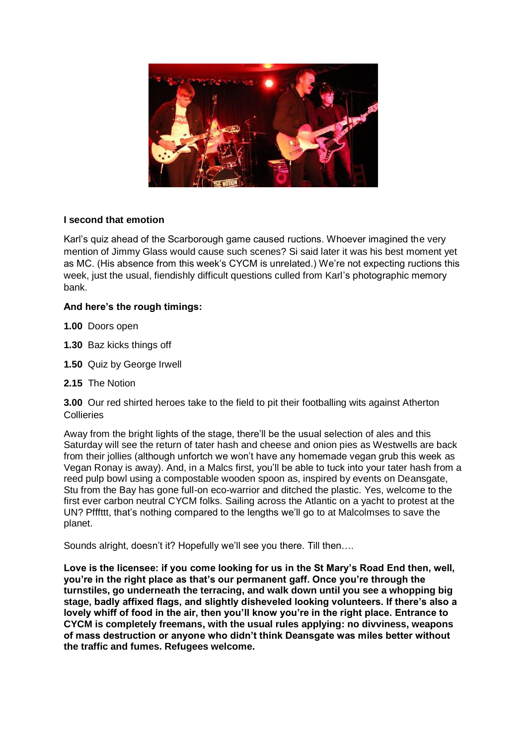**I second that emotion**

Karl's quiz ahead of the Scarborough game caused ructions. Whoever imagined the very mention of Jimmy Glass would cause such scenes? Si said later it was his best moment yet as MC. (His absence from this week's CYCM is unrelated.) We're not expecting ructions this week, just the usual, fiendishly difficult questions culled from Karl's photographic memory bank.

**And here's the rough timings:**

**1.00** Doors open

**1.30** Baz kicks things off

**1.50** Quiz by George Irwell

**2.15** The Notion

**3.00** Our red shirted heroes take to the field to pit their footballing wits against Atherton Collieries

Away from the bright lights of the stage, there'll be the usual selection of ales and this Saturday will see the return of tater hash and cheese and onion pies as Westwells are back from their jollies (although unfortch we won't have any homemade vegan grub this week as Vegan Ronay is away). And, in a Malcs first, you'll be able to tuck into your tater hash from a reed pulp bowl using a compostable wooden spoon as, inspired by events on Deansgate, Stu from the Bay has gone full-on eco-warrior and ditched the plastic. Yes, welcome to the first ever carbon neutral CYCM folks. Sailing across the Atlantic on a yacht to protest at the UN? Pfffttt, that's nothing compared to the lengths we'll go to at Malcolmses to save the planet.

Sounds alright, doesn't it? Hopefully we'll see you there. Till then….

**Love is the licensee: if you come looking for us in the St Mary's Road End then, well, you're in the right place as that's our permanent gaff. Once you're through the turnstiles, go underneath the terracing, and walk down until you see a whopping big stage, badly affixed flags, and slightly disheveled looking volunteers. If there's also a lovely whiff of food in the air, then you'll know you're in the right place. Entrance to CYCM is completely freemans, with the usual rules applying: no divviness, weapons of mass destruction or anyone who didn't think Deansgate was miles better without the traffic and fumes. Refugees welcome.**